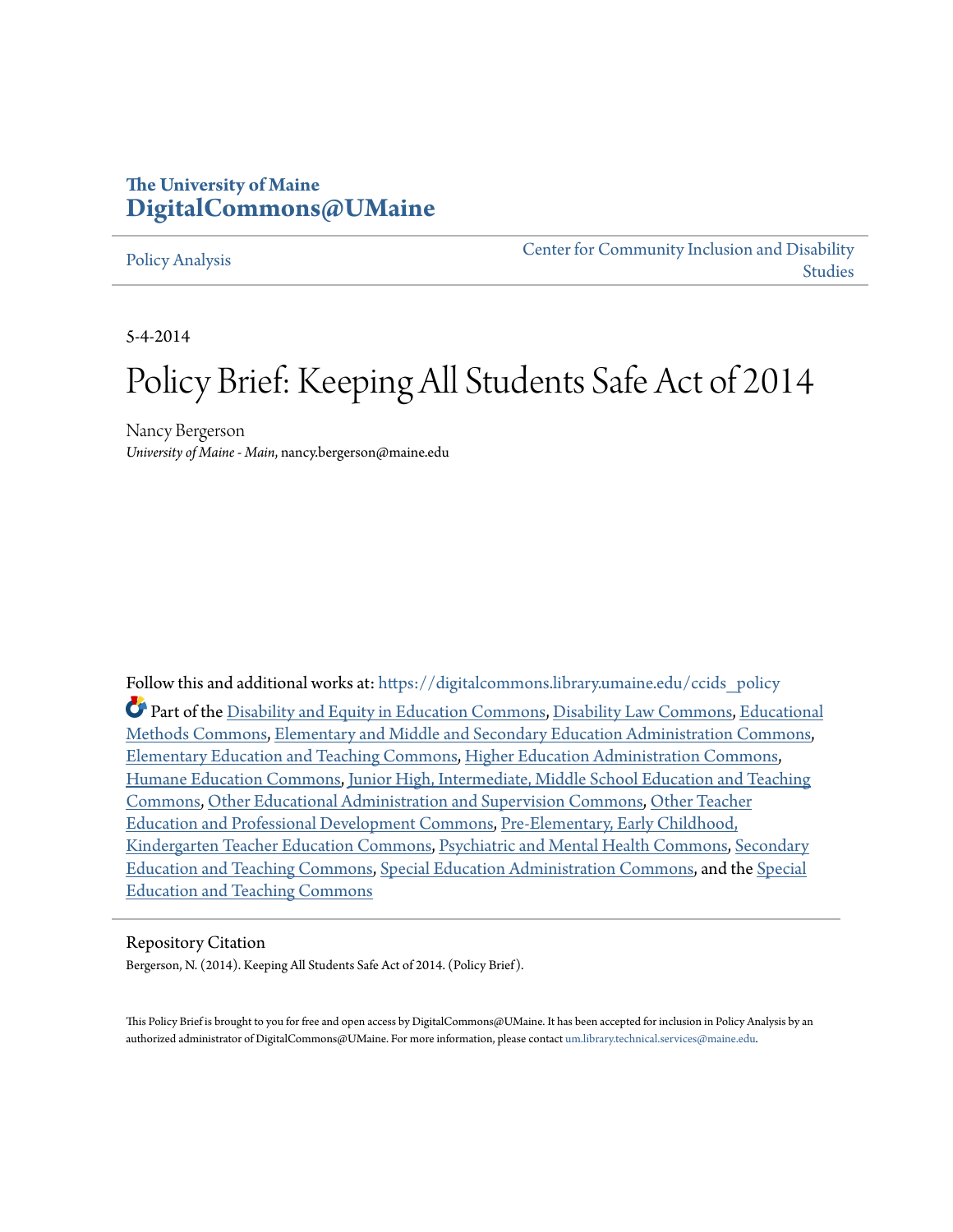The University of Maine
**DigitalCommons@UMaine**

Policy Analysis | Center for Community Inclusion and Disability Studies

5-4-2014

# Policy Brief: Keeping All Students Safe Act of 2014

Nancy Bergerson
*University of Maine - Main*, nancy.bergerson@maine.edu

Follow this and additional works at: https://digitalcommons.library.umaine.edu/ccids_policy

Part of the Disability and Equity in Education Commons, Disability Law Commons, Educational Methods Commons, Elementary and Middle and Secondary Education Administration Commons, Elementary Education and Teaching Commons, Higher Education Administration Commons, Humane Education Commons, Junior High, Intermediate, Middle School Education and Teaching Commons, Other Educational Administration and Supervision Commons, Other Teacher Education and Professional Development Commons, Pre-Elementary, Early Childhood, Kindergarten Teacher Education Commons, Psychiatric and Mental Health Commons, Secondary Education and Teaching Commons, Special Education Administration Commons, and the Special Education and Teaching Commons

Repository Citation
Bergerson, N. (2014). Keeping All Students Safe Act of 2014. (Policy Brief).

This Policy Brief is brought to you for free and open access by DigitalCommons@UMaine. It has been accepted for inclusion in Policy Analysis by an authorized administrator of DigitalCommons@UMaine. For more information, please contact um.library.technical.services@maine.edu.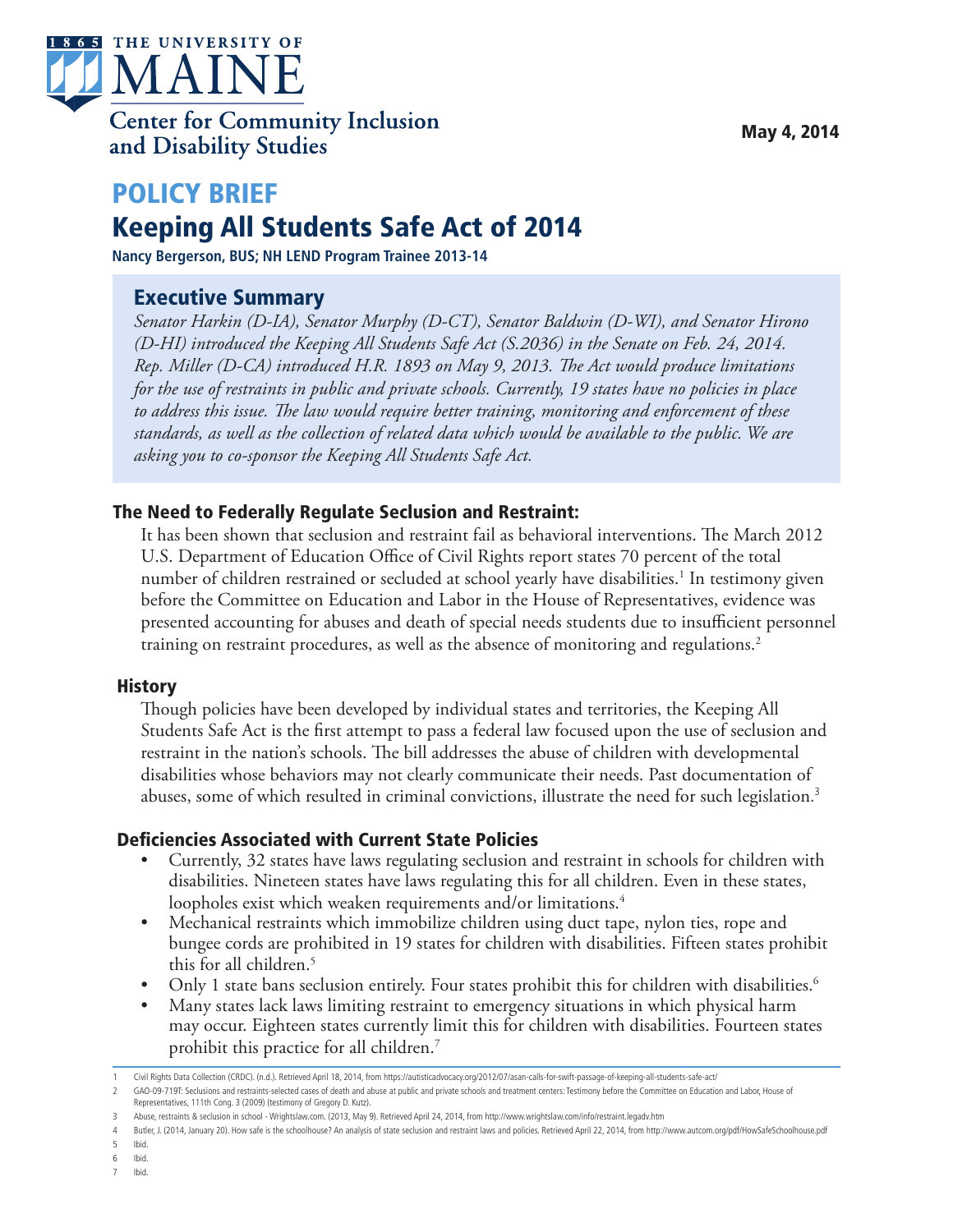The University of Maine

Center for Community Inclusion and Disability Studies

May 4, 2014

# POLICY BRIEF

# Keeping All Students Safe Act of 2014

**Nancy Bergerson, BUS; NH LEND Program Trainee 2013-14**

## Executive Summary

*Senator Harkin (D-IA), Senator Murphy (D-CT), Senator Baldwin (D-WI), and Senator Hirono (D-HI) introduced the Keeping All Students Safe Act (S.2036) in the Senate on Feb. 24, 2014. Rep. Miller (D-CA) introduced H.R. 1893 on May 9, 2013. The Act would produce limitations for the use of restraints in public and private schools. Currently, 19 states have no policies in place to address this issue. The law would require better training, monitoring and enforcement of these standards, as well as the collection of related data which would be available to the public. We are asking you to co-sponsor the Keeping All Students Safe Act.*

### The Need to Federally Regulate Seclusion and Restraint:

It has been shown that seclusion and restraint fail as behavioral interventions. The March 2012 U.S. Department of Education Office of Civil Rights report states 70 percent of the total number of children restrained or secluded at school yearly have disabilities.[1] In testimony given before the Committee on Education and Labor in the House of Representatives, evidence was presented accounting for abuses and death of special needs students due to insufficient personnel training on restraint procedures, as well as the absence of monitoring and regulations.[2]

### History

Though policies have been developed by individual states and territories, the Keeping All Students Safe Act is the first attempt to pass a federal law focused upon the use of seclusion and restraint in the nation's schools. The bill addresses the abuse of children with developmental disabilities whose behaviors may not clearly communicate their needs. Past documentation of abuses, some of which resulted in criminal convictions, illustrate the need for such legislation.[3]

### Deficiencies Associated with Current State Policies

- Currently, 32 states have laws regulating seclusion and restraint in schools for children with disabilities. Nineteen states have laws regulating this for all children. Even in these states, loopholes exist which weaken requirements and/or limitations.[4]
- Mechanical restraints which immobilize children using duct tape, nylon ties, rope and bungee cords are prohibited in 19 states for children with disabilities. Fifteen states prohibit this for all children.[5]
- Only 1 state bans seclusion entirely. Four states prohibit this for children with disabilities.[6]
- Many states lack laws limiting restraint to emergency situations in which physical harm may occur. Eighteen states currently limit this for children with disabilities. Fourteen states prohibit this practice for all children.[7]

---

1 Civil Rights Data Collection (CRDC). (n.d.). Retrieved April 18, 2014, from https://autisticadvocacy.org/2012/07/asan-calls-for-swift-passage-of-keeping-all-students-safe-act/

2 GAO-09-719T: Seclusions and restraints-selected cases of death and abuse at public and private schools and treatment centers: Testimony before the Committee on Education and Labor, House of Representatives, 111th Cong. 3 (2009) (testimony of Gregory D. Kutz).

3 Abuse, restraints & seclusion in school - Wrightslaw.com. (2013, May 9). Retrieved April 24, 2014, from http://www.wrightslaw.com/info/restraint.legadv.htm

4 Butler, J. (2014, January 20). How safe is the schoolhouse? An analysis of state seclusion and restraint laws and policies. Retrieved April 22, 2014, from http://www.autcom.org/pdf/HowSafeSchoolhouse.pdf

5 Ibid.

6 Ibid.

7 Ibid.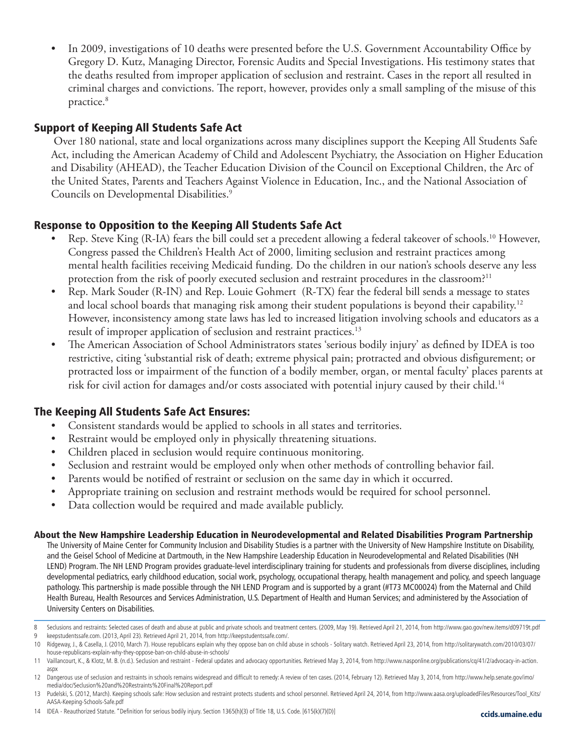- In 2009, investigations of 10 deaths were presented before the U.S. Government Accountability Office by Gregory D. Kutz, Managing Director, Forensic Audits and Special Investigations. His testimony states that the deaths resulted from improper application of seclusion and restraint. Cases in the report all resulted in criminal charges and convictions. The report, however, provides only a small sampling of the misuse of this practice.[8]

## Support of Keeping All Students Safe Act

Over 180 national, state and local organizations across many disciplines support the Keeping All Students Safe Act, including the American Academy of Child and Adolescent Psychiatry, the Association on Higher Education and Disability (AHEAD), the Teacher Education Division of the Council on Exceptional Children, the Arc of the United States, Parents and Teachers Against Violence in Education, Inc., and the National Association of Councils on Developmental Disabilities.[9]

## Response to Opposition to the Keeping All Students Safe Act

- Rep. Steve King (R-IA) fears the bill could set a precedent allowing a federal takeover of schools.[10] However, Congress passed the Children's Health Act of 2000, limiting seclusion and restraint practices among mental health facilities receiving Medicaid funding. Do the children in our nation's schools deserve any less protection from the risk of poorly executed seclusion and restraint procedures in the classroom?[11]
- Rep. Mark Souder (R-IN) and Rep. Louie Gohmert (R-TX) fear the federal bill sends a message to states and local school boards that managing risk among their student populations is beyond their capability.[12] However, inconsistency among state laws has led to increased litigation involving schools and educators as a result of improper application of seclusion and restraint practices.[13]
- The American Association of School Administrators states 'serious bodily injury' as defined by IDEA is too restrictive, citing 'substantial risk of death; extreme physical pain; protracted and obvious disfigurement; or protracted loss or impairment of the function of a bodily member, organ, or mental faculty' places parents at risk for civil action for damages and/or costs associated with potential injury caused by their child.[14]

## The Keeping All Students Safe Act Ensures:

- Consistent standards would be applied to schools in all states and territories.
- Restraint would be employed only in physically threatening situations.
- Children placed in seclusion would require continuous monitoring.
- Seclusion and restraint would be employed only when other methods of controlling behavior fail.
- Parents would be notified of restraint or seclusion on the same day in which it occurred.
- Appropriate training on seclusion and restraint methods would be required for school personnel.
- Data collection would be required and made available publicly.

### About the New Hampshire Leadership Education in Neurodevelopmental and Related Disabilities Program Partnership

The University of Maine Center for Community Inclusion and Disability Studies is a partner with the University of New Hampshire Institute on Disability, and the Geisel School of Medicine at Dartmouth, in the New Hampshire Leadership Education in Neurodevelopmental and Related Disabilities (NH LEND) Program. The NH LEND Program provides graduate-level interdisciplinary training for students and professionals from diverse disciplines, including developmental pediatrics, early childhood education, social work, psychology, occupational therapy, health management and policy, and speech language pathology. This partnership is made possible through the NH LEND Program and is supported by a grant (#T73 MC00024) from the Maternal and Child Health Bureau, Health Resources and Services Administration, U.S. Department of Health and Human Services; and administered by the Association of University Centers on Disabilities.

---

8 Seclusions and restraints: Selected cases of death and abuse at public and private schools and treatment centers. (2009, May 19). Retrieved April 21, 2014, from http://www.gao.gov/new.items/d09719t.pdf

9 keepstudentssafe.com. (2013, April 23). Retrieved April 21, 2014, from http://keepstudentssafe.com/.

10 Ridgeway, J., & Casella, J. (2010, March 7). House republicans explain why they oppose ban on child abuse in schools - Solitary watch. Retrieved April 23, 2014, from http://solitarywatch.com/2010/03/07/house-republicans-explain-why-they-oppose-ban-on-child-abuse-in-schools/

11 Vaillancourt, K., & Klotz, M. B. (n.d.). Seclusion and restraint - Federal updates and advocacy opportunities. Retrieved May 3, 2014, from http://www.nasponline.org/publications/cq/41/2/advocacy-in-action.aspx

12 Dangerous use of seclusion and restraints in schools remains widespread and difficult to remedy: A review of ten cases. (2014, February 12). Retrieved May 3, 2014, from http://www.help.senate.gov/imo/media/doc/Seclusion%20and%20Restraints%20Final%20Report.pdf

13 Pudelski, S. (2012, March). Keeping schools safe: How seclusion and restraint protects students and school personnel. Retrieved April 24, 2014, from http://www.aasa.org/uploadedFiles/Resources/Tool_Kits/AASA-Keeping-Schools-Safe.pdf

14 IDEA - Reauthorized Statute. "Definition for serious bodily injury. Section 1365(h)(3) of Title 18, U.S. Code. [615(k)(7)(D)]

ccids.umaine.edu